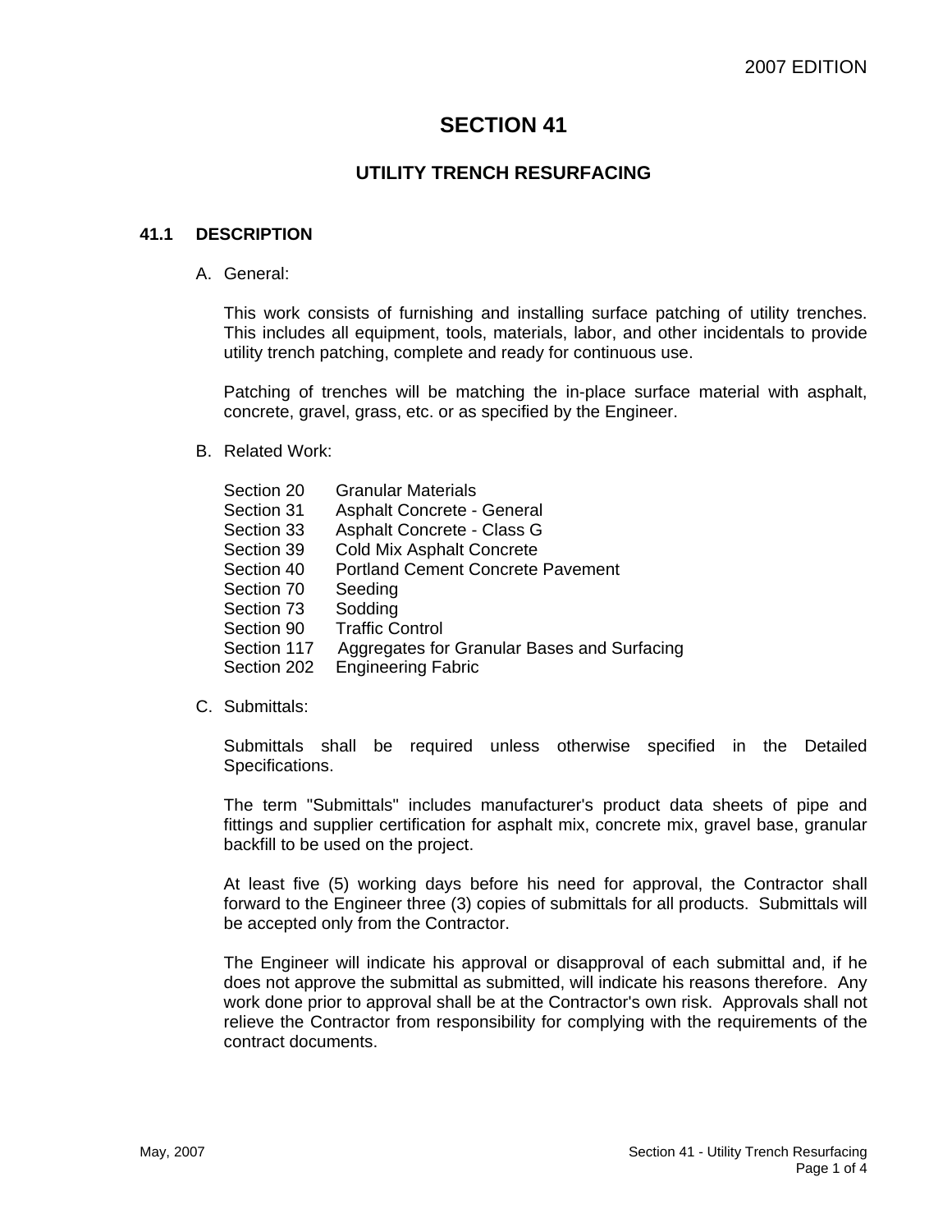# SECTION 41

## UTILITY TRENCH RESURFACING

### 41.1 DESCRIPTION

A. General:

This work consists of furnishing and installing surface patching of utility trenches. This includes all equipment, tools, materials, labor, and other incidentals to provide utility trench patching, complete and ready for continuous use.

Patching of trenches will be matching the in-place surface material with asphalt, concrete, gravel, grass, etc. or as specified by the Engineer.

B. Related Work:

Section 20 Granular Materials
Section 31 Asphalt Concrete - General
Section 33 Asphalt Concrete - Class G
Section 39 Cold Mix Asphalt Concrete
Section 40 Portland Cement Concrete Pavement
Section 70 Seeding
Section 73 Sodding
Section 90 Traffic Control
Section 117 Aggregates for Granular Bases and Surfacing
Section 202 Engineering Fabric

C. Submittals:

Submittals shall be required unless otherwise specified in the Detailed Specifications.

The term "Submittals" includes manufacturer's product data sheets of pipe and fittings and supplier certification for asphalt mix, concrete mix, gravel base, granular backfill to be used on the project.

At least five (5) working days before his need for approval, the Contractor shall forward to the Engineer three (3) copies of submittals for all products. Submittals will be accepted only from the Contractor.

The Engineer will indicate his approval or disapproval of each submittal and, if he does not approve the submittal as submitted, will indicate his reasons therefore. Any work done prior to approval shall be at the Contractor's own risk. Approvals shall not relieve the Contractor from responsibility for complying with the requirements of the contract documents.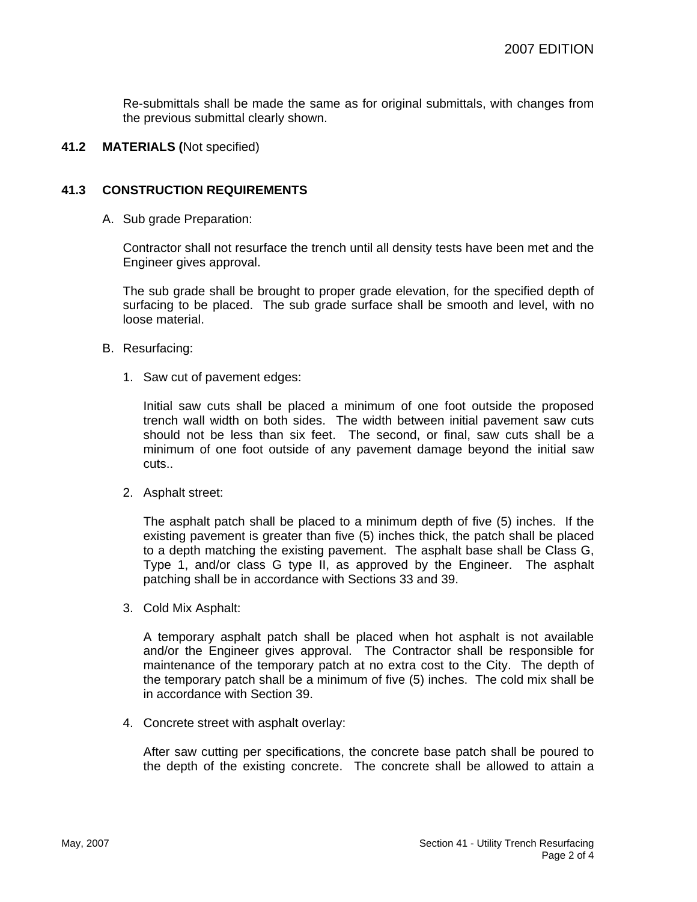Re-submittals shall be made the same as for original submittals, with changes from the previous submittal clearly shown.

## 41.2 MATERIALS (Not specified)

## 41.3 CONSTRUCTION REQUIREMENTS

A. Sub grade Preparation:

   Contractor shall not resurface the trench until all density tests have been met and the Engineer gives approval.

   The sub grade shall be brought to proper grade elevation, for the specified depth of surfacing to be placed. The sub grade surface shall be smooth and level, with no loose material.

B. Resurfacing:

   1. Saw cut of pavement edges:

      Initial saw cuts shall be placed a minimum of one foot outside the proposed trench wall width on both sides. The width between initial pavement saw cuts should not be less than six feet. The second, or final, saw cuts shall be a minimum of one foot outside of any pavement damage beyond the initial saw cuts..

   2. Asphalt street:

      The asphalt patch shall be placed to a minimum depth of five (5) inches. If the existing pavement is greater than five (5) inches thick, the patch shall be placed to a depth matching the existing pavement. The asphalt base shall be Class G, Type 1, and/or class G type II, as approved by the Engineer. The asphalt patching shall be in accordance with Sections 33 and 39.

   3. Cold Mix Asphalt:

      A temporary asphalt patch shall be placed when hot asphalt is not available and/or the Engineer gives approval. The Contractor shall be responsible for maintenance of the temporary patch at no extra cost to the City. The depth of the temporary patch shall be a minimum of five (5) inches. The cold mix shall be in accordance with Section 39.

   4. Concrete street with asphalt overlay:

      After saw cutting per specifications, the concrete base patch shall be poured to the depth of the existing concrete. The concrete shall be allowed to attain a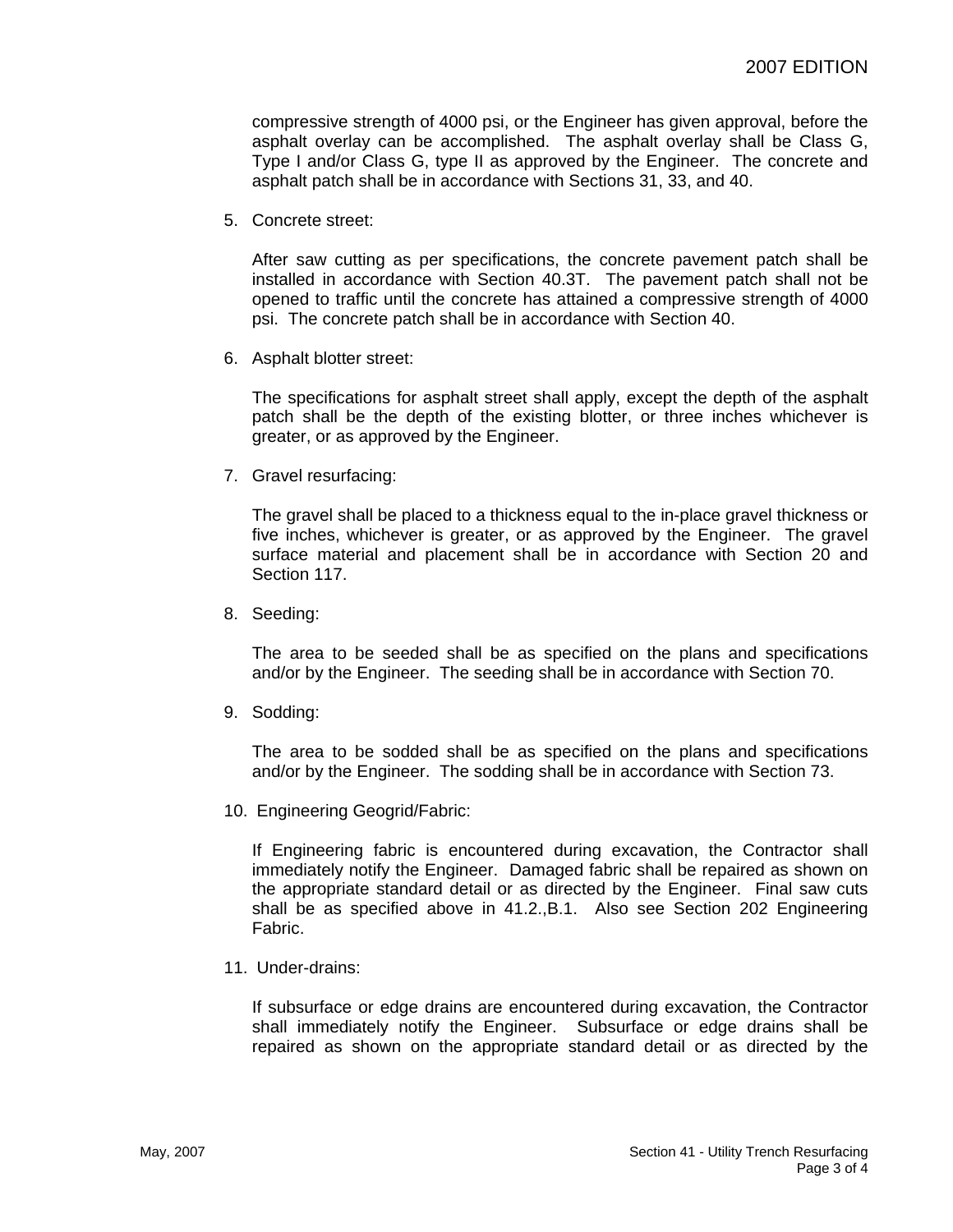compressive strength of 4000 psi, or the Engineer has given approval, before the asphalt overlay can be accomplished. The asphalt overlay shall be Class G, Type I and/or Class G, type II as approved by the Engineer. The concrete and asphalt patch shall be in accordance with Sections 31, 33, and 40.

5. Concrete street:

   After saw cutting as per specifications, the concrete pavement patch shall be installed in accordance with Section 40.3T. The pavement patch shall not be opened to traffic until the concrete has attained a compressive strength of 4000 psi. The concrete patch shall be in accordance with Section 40.

6. Asphalt blotter street:

   The specifications for asphalt street shall apply, except the depth of the asphalt patch shall be the depth of the existing blotter, or three inches whichever is greater, or as approved by the Engineer.

7. Gravel resurfacing:

   The gravel shall be placed to a thickness equal to the in-place gravel thickness or five inches, whichever is greater, or as approved by the Engineer. The gravel surface material and placement shall be in accordance with Section 20 and Section 117.

8. Seeding:

   The area to be seeded shall be as specified on the plans and specifications and/or by the Engineer. The seeding shall be in accordance with Section 70.

9. Sodding:

   The area to be sodded shall be as specified on the plans and specifications and/or by the Engineer. The sodding shall be in accordance with Section 73.

10. Engineering Geogrid/Fabric:

    If Engineering fabric is encountered during excavation, the Contractor shall immediately notify the Engineer. Damaged fabric shall be repaired as shown on the appropriate standard detail or as directed by the Engineer. Final saw cuts shall be as specified above in 41.2.,B.1. Also see Section 202 Engineering Fabric.

11. Under-drains:

    If subsurface or edge drains are encountered during excavation, the Contractor shall immediately notify the Engineer. Subsurface or edge drains shall be repaired as shown on the appropriate standard detail or as directed by the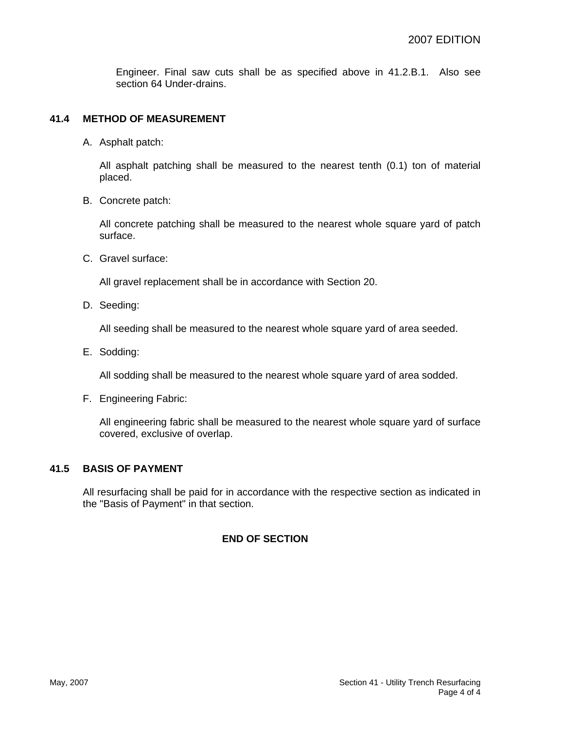Engineer. Final saw cuts shall be as specified above in 41.2.B.1. Also see section 64 Under-drains.

## 41.4 METHOD OF MEASUREMENT

A. Asphalt patch:

All asphalt patching shall be measured to the nearest tenth (0.1) ton of material placed.

B. Concrete patch:

All concrete patching shall be measured to the nearest whole square yard of patch surface.

C. Gravel surface:

All gravel replacement shall be in accordance with Section 20.

D. Seeding:

All seeding shall be measured to the nearest whole square yard of area seeded.

E. Sodding:

All sodding shall be measured to the nearest whole square yard of area sodded.

F. Engineering Fabric:

All engineering fabric shall be measured to the nearest whole square yard of surface covered, exclusive of overlap.

## 41.5 BASIS OF PAYMENT

All resurfacing shall be paid for in accordance with the respective section as indicated in the "Basis of Payment" in that section.

**END OF SECTION**